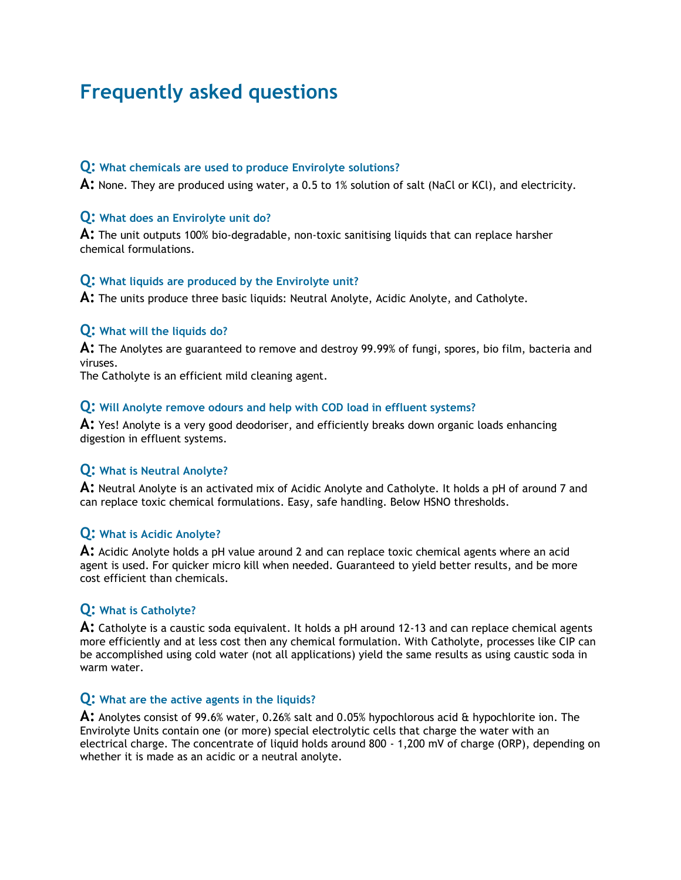# Frequently asked questions

**Q: What chemicals are used to produce Envirolyte solutions?**

**A:** None. They are produced using water, a 0.5 to 1% solution of salt ($NaCl$ or $KCl$), and electricity.

**Q: What does an Envirolyte unit do?**

**A:** The unit outputs 100% bio-degradable, non-toxic sanitising liquids that can replace harsher chemical formulations.

**Q: What liquids are produced by the Envirolyte unit?**

**A:** The units produce three basic liquids: Neutral Anolyte, Acidic Anolyte, and Catholyte.

**Q: What will the liquids do?**

**A:** The Anolytes are guaranteed to remove and destroy 99.99% of fungi, spores, bio film, bacteria and viruses.
The Catholyte is an efficient mild cleaning agent.

**Q: Will Anolyte remove odours and help with COD load in effluent systems?**

**A:** Yes! Anolyte is a very good deodoriser, and efficiently breaks down organic loads enhancing digestion in effluent systems.

**Q: What is Neutral Anolyte?**

**A:** Neutral Anolyte is an activated mix of Acidic Anolyte and Catholyte. It holds a pH of around 7 and can replace toxic chemical formulations. Easy, safe handling. Below HSNO thresholds.

**Q: What is Acidic Anolyte?**

**A:** Acidic Anolyte holds a pH value around 2 and can replace toxic chemical agents where an acid agent is used. For quicker micro kill when needed. Guaranteed to yield better results, and be more cost efficient than chemicals.

**Q: What is Catholyte?**

**A:** Catholyte is a caustic soda equivalent. It holds a pH around 12-13 and can replace chemical agents more efficiently and at less cost then any chemical formulation. With Catholyte, processes like CIP can be accomplished using cold water (not all applications) yield the same results as using caustic soda in warm water.

**Q: What are the active agents in the liquids?**

**A:** Anolytes consist of 99.6% water, 0.26% salt and 0.05% hypochlorous acid & hypochlorite ion. The Envirolyte Units contain one (or more) special electrolytic cells that charge the water with an electrical charge. The concentrate of liquid holds around 800 - 1,200 mV of charge (ORP), depending on whether it is made as an acidic or a neutral anolyte.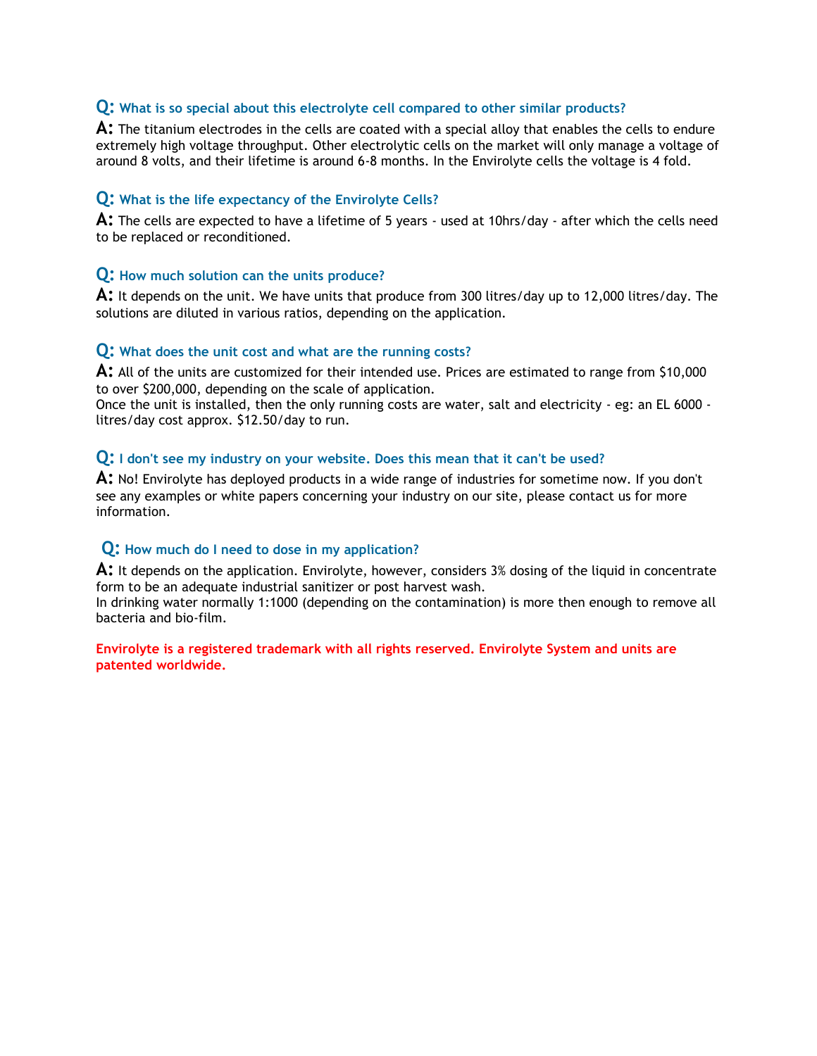**Q: What is so special about this electrolyte cell compared to other similar products?**

**A:** The titanium electrodes in the cells are coated with a special alloy that enables the cells to endure extremely high voltage throughput. Other electrolytic cells on the market will only manage a voltage of around 8 volts, and their lifetime is around 6-8 months. In the Envirolyte cells the voltage is 4 fold.

**Q: What is the life expectancy of the Envirolyte Cells?**

**A:** The cells are expected to have a lifetime of 5 years - used at 10hrs/day - after which the cells need to be replaced or reconditioned.

**Q: How much solution can the units produce?**

**A:** It depends on the unit. We have units that produce from 300 litres/day up to 12,000 litres/day. The solutions are diluted in various ratios, depending on the application.

**Q: What does the unit cost and what are the running costs?**

**A:** All of the units are customized for their intended use. Prices are estimated to range from $10,000 to over $200,000, depending on the scale of application.
Once the unit is installed, then the only running costs are water, salt and electricity - eg: an EL 6000 - litres/day cost approx. $12.50/day to run.

**Q: I don't see my industry on your website. Does this mean that it can't be used?**

**A:** No! Envirolyte has deployed products in a wide range of industries for sometime now. If you don't see any examples or white papers concerning your industry on our site, please contact us for more information.

**Q: How much do I need to dose in my application?**

**A:** It depends on the application. Envirolyte, however, considers 3% dosing of the liquid in concentrate form to be an adequate industrial sanitizer or post harvest wash.
In drinking water normally 1:1000 (depending on the contamination) is more then enough to remove all bacteria and bio-film.

**Envirolyte is a registered trademark with all rights reserved. Envirolyte System and units are patented worldwide.**